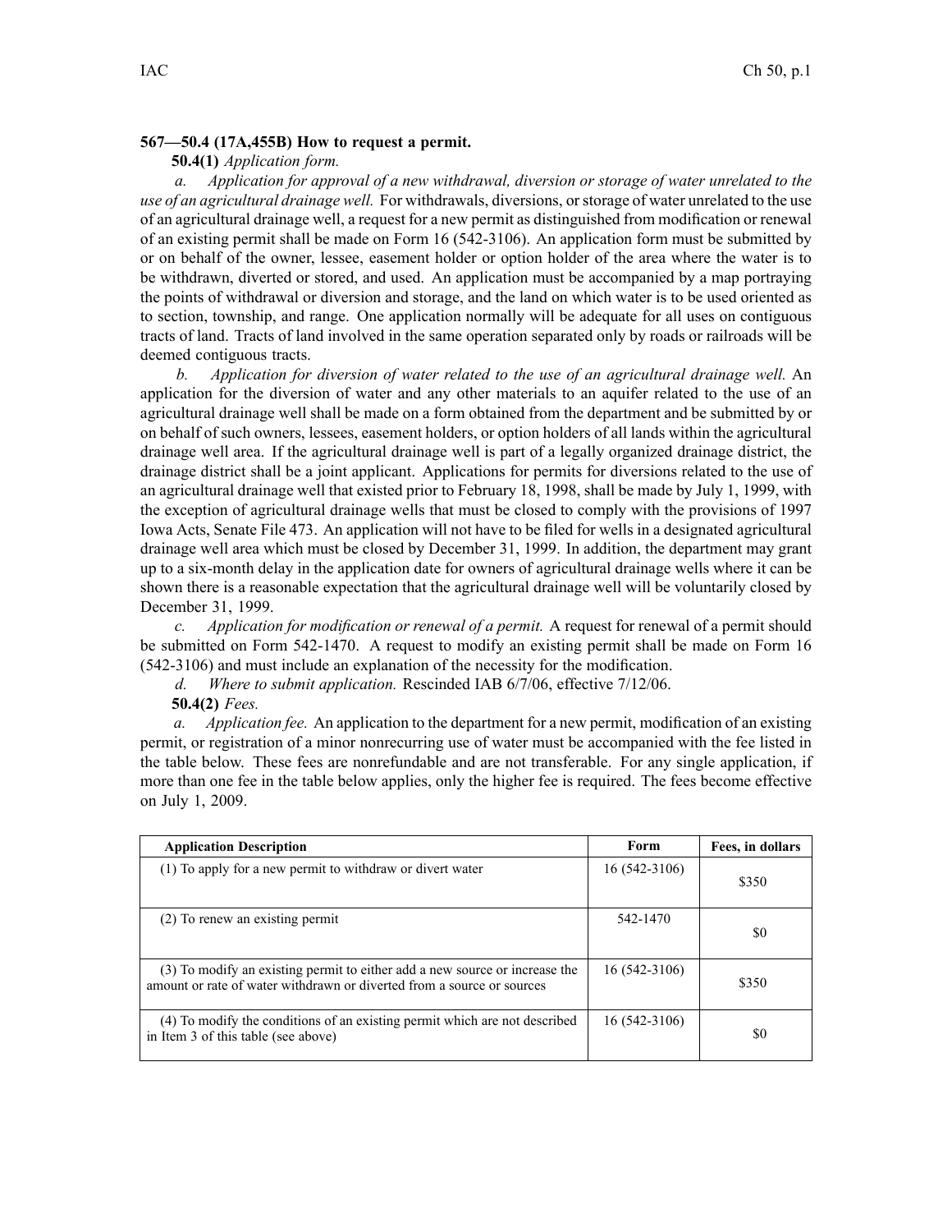**567—50.4 (17A,455B) How to request a permit.**

**50.4(1)** *Application form.*

*a. Application for approval of a new withdrawal, diversion or storage of water unrelated to the use of an agricultural drainage well.* For withdrawals, diversions, or storage of water unrelated to the use of an agricultural drainage well, a request for a new permit as distinguished from modification or renewal of an existing permit shall be made on Form 16 (542-3106). An application form must be submitted by or on behalf of the owner, lessee, easement holder or option holder of the area where the water is to be withdrawn, diverted or stored, and used. An application must be accompanied by a map portraying the points of withdrawal or diversion and storage, and the land on which water is to be used oriented as to section, township, and range. One application normally will be adequate for all uses on contiguous tracts of land. Tracts of land involved in the same operation separated only by roads or railroads will be deemed contiguous tracts.

*b. Application for diversion of water related to the use of an agricultural drainage well.* An application for the diversion of water and any other materials to an aquifer related to the use of an agricultural drainage well shall be made on a form obtained from the department and be submitted by or on behalf of such owners, lessees, easement holders, or option holders of all lands within the agricultural drainage well area. If the agricultural drainage well is part of a legally organized drainage district, the drainage district shall be a joint applicant. Applications for permits for diversions related to the use of an agricultural drainage well that existed prior to February 18, 1998, shall be made by July 1, 1999, with the exception of agricultural drainage wells that must be closed to comply with the provisions of 1997 Iowa Acts, Senate File 473. An application will not have to be filed for wells in a designated agricultural drainage well area which must be closed by December 31, 1999. In addition, the department may grant up to a six-month delay in the application date for owners of agricultural drainage wells where it can be shown there is a reasonable expectation that the agricultural drainage well will be voluntarily closed by December 31, 1999.

*c. Application for modification or renewal of a permit.* A request for renewal of a permit should be submitted on Form 542-1470. A request to modify an existing permit shall be made on Form 16 (542-3106) and must include an explanation of the necessity for the modification.

*d. Where to submit application.* Rescinded IAB 6/7/06, effective 7/12/06.

**50.4(2)** *Fees.*

*a. Application fee.* An application to the department for a new permit, modification of an existing permit, or registration of a minor nonrecurring use of water must be accompanied with the fee listed in the table below. These fees are nonrefundable and are not transferable. For any single application, if more than one fee in the table below applies, only the higher fee is required. The fees become effective on July 1, 2009.

| Application Description | Form | Fees, in dollars |
|---|---|---|
| (1) To apply for a new permit to withdraw or divert water | 16 (542-3106) | $350 |
| (2) To renew an existing permit | 542-1470 | $0 |
| (3) To modify an existing permit to either add a new source or increase the amount or rate of water withdrawn or diverted from a source or sources | 16 (542-3106) | $350 |
| (4) To modify the conditions of an existing permit which are not described in Item 3 of this table (see above) | 16 (542-3106) | $0 |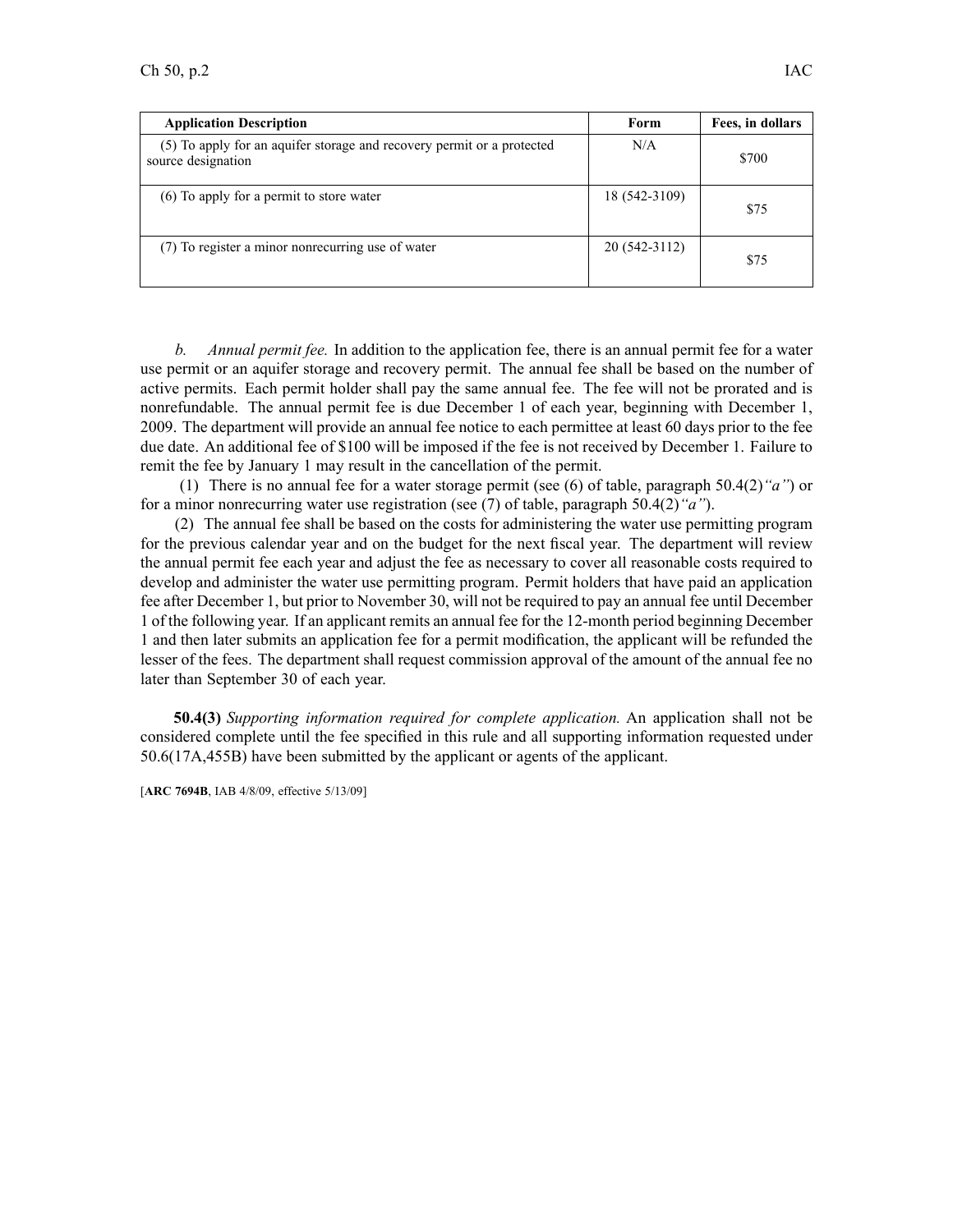| Application Description | Form | Fees, in dollars |
|---|---|---|
| (5) To apply for an aquifer storage and recovery permit or a protected source designation | N/A | $700 |
| (6) To apply for a permit to store water | 18 (542-3109) | $75 |
| (7) To register a minor nonrecurring use of water | 20 (542-3112) | $75 |

*b. Annual permit fee.* In addition to the application fee, there is an annual permit fee for a water use permit or an aquifer storage and recovery permit. The annual fee shall be based on the number of active permits. Each permit holder shall pay the same annual fee. The fee will not be prorated and is nonrefundable. The annual permit fee is due December 1 of each year, beginning with December 1, 2009. The department will provide an annual fee notice to each permittee at least 60 days prior to the fee due date. An additional fee of $100 will be imposed if the fee is not received by December 1. Failure to remit the fee by January 1 may result in the cancellation of the permit.

(1) There is no annual fee for a water storage permit (see (6) of table, paragraph 50.4(2)*"a"*) or for a minor nonrecurring water use registration (see (7) of table, paragraph 50.4(2)*"a"*).

(2) The annual fee shall be based on the costs for administering the water use permitting program for the previous calendar year and on the budget for the next fiscal year. The department will review the annual permit fee each year and adjust the fee as necessary to cover all reasonable costs required to develop and administer the water use permitting program. Permit holders that have paid an application fee after December 1, but prior to November 30, will not be required to pay an annual fee until December 1 of the following year. If an applicant remits an annual fee for the 12-month period beginning December 1 and then later submits an application fee for a permit modification, the applicant will be refunded the lesser of the fees. The department shall request commission approval of the amount of the annual fee no later than September 30 of each year.

**50.4(3)** *Supporting information required for complete application.* An application shall not be considered complete until the fee specified in this rule and all supporting information requested under 50.6(17A,455B) have been submitted by the applicant or agents of the applicant.

[**ARC 7694B**, IAB 4/8/09, effective 5/13/09]